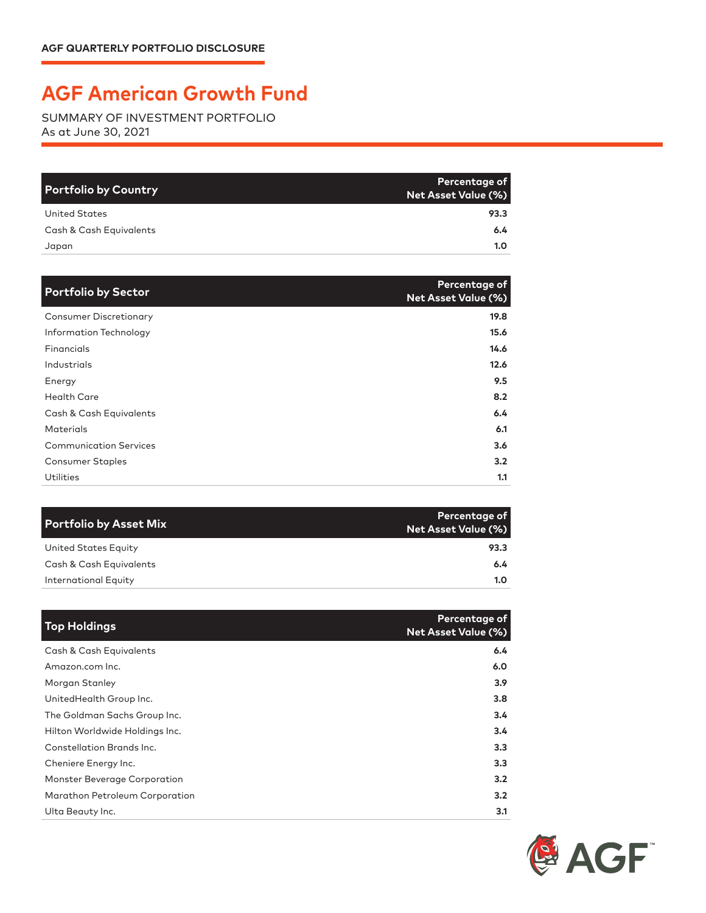AGF QUARTERLY PORTFOLIO DISCLOSURE

# AGF American Growth Fund

SUMMARY OF INVESTMENT PORTFOLIO
As at June 30, 2021

| Portfolio by Country | Percentage of Net Asset Value (%) |
|---|---|
| United States | **93.3** |
| Cash & Cash Equivalents | **6.4** |
| Japan | **1.0** |

| Portfolio by Sector | Percentage of Net Asset Value (%) |
|---|---|
| Consumer Discretionary | **19.8** |
| Information Technology | **15.6** |
| Financials | **14.6** |
| Industrials | **12.6** |
| Energy | **9.5** |
| Health Care | **8.2** |
| Cash & Cash Equivalents | **6.4** |
| Materials | **6.1** |
| Communication Services | **3.6** |
| Consumer Staples | **3.2** |
| Utilities | **1.1** |

| Portfolio by Asset Mix | Percentage of Net Asset Value (%) |
|---|---|
| United States Equity | **93.3** |
| Cash & Cash Equivalents | **6.4** |
| International Equity | **1.0** |

| Top Holdings | Percentage of Net Asset Value (%) |
|---|---|
| Cash & Cash Equivalents | **6.4** |
| Amazon.com Inc. | **6.0** |
| Morgan Stanley | **3.9** |
| UnitedHealth Group Inc. | **3.8** |
| The Goldman Sachs Group Inc. | **3.4** |
| Hilton Worldwide Holdings Inc. | **3.4** |
| Constellation Brands Inc. | **3.3** |
| Cheniere Energy Inc. | **3.3** |
| Monster Beverage Corporation | **3.2** |
| Marathon Petroleum Corporation | **3.2** |
| Ulta Beauty Inc. | **3.1** |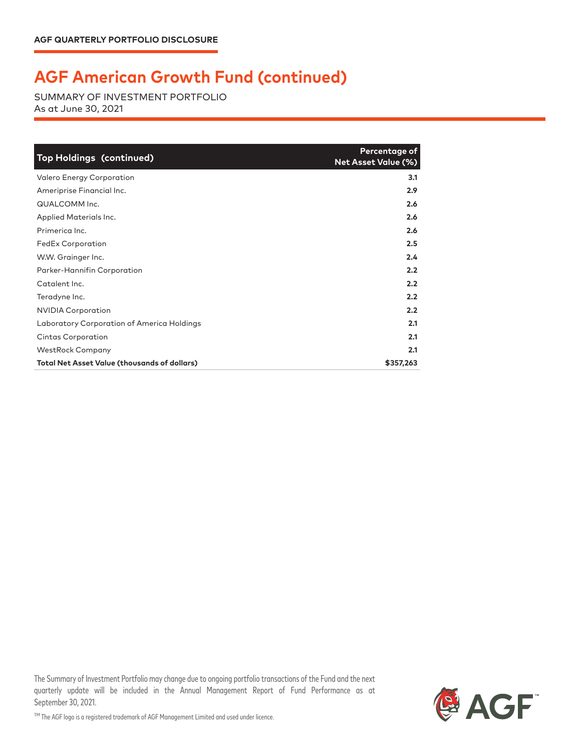# AGF American Growth Fund (continued)

SUMMARY OF INVESTMENT PORTFOLIO
As at June 30, 2021

| Top Holdings (continued) | Percentage of Net Asset Value (%) |
|---|---|
| Valero Energy Corporation | **3.1** |
| Ameriprise Financial Inc. | **2.9** |
| QUALCOMM Inc. | **2.6** |
| Applied Materials Inc. | **2.6** |
| Primerica Inc. | **2.6** |
| FedEx Corporation | **2.5** |
| W.W. Grainger Inc. | **2.4** |
| Parker-Hannifin Corporation | **2.2** |
| Catalent Inc. | **2.2** |
| Teradyne Inc. | **2.2** |
| NVIDIA Corporation | **2.2** |
| Laboratory Corporation of America Holdings | **2.1** |
| Cintas Corporation | **2.1** |
| WestRock Company | **2.1** |
| **Total Net Asset Value (thousands of dollars)** | **$357,263** |

The Summary of Investment Portfolio may change due to ongoing portfolio transactions of the Fund and the next quarterly update will be included in the Annual Management Report of Fund Performance as at September 30, 2021.

TM The AGF logo is a registered trademark of AGF Management Limited and used under licence.